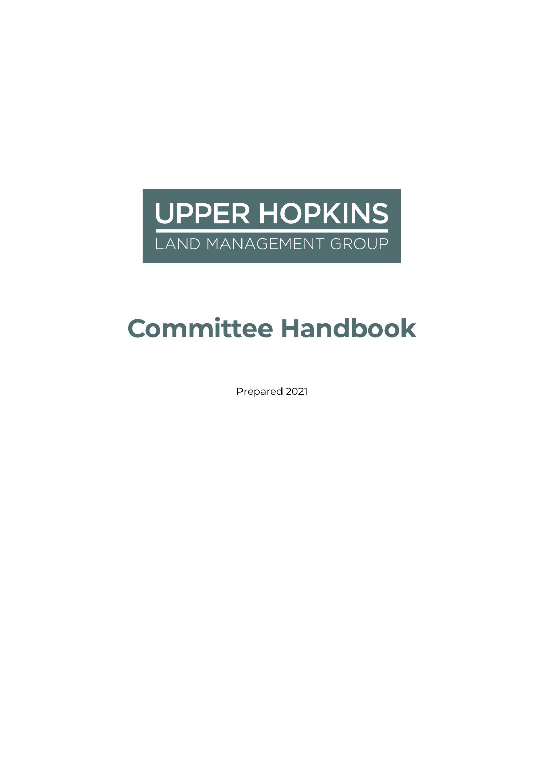UPPER HOPKINS

LAND MANAGEMENT GROUP

# Committee Handbook

Prepared 2021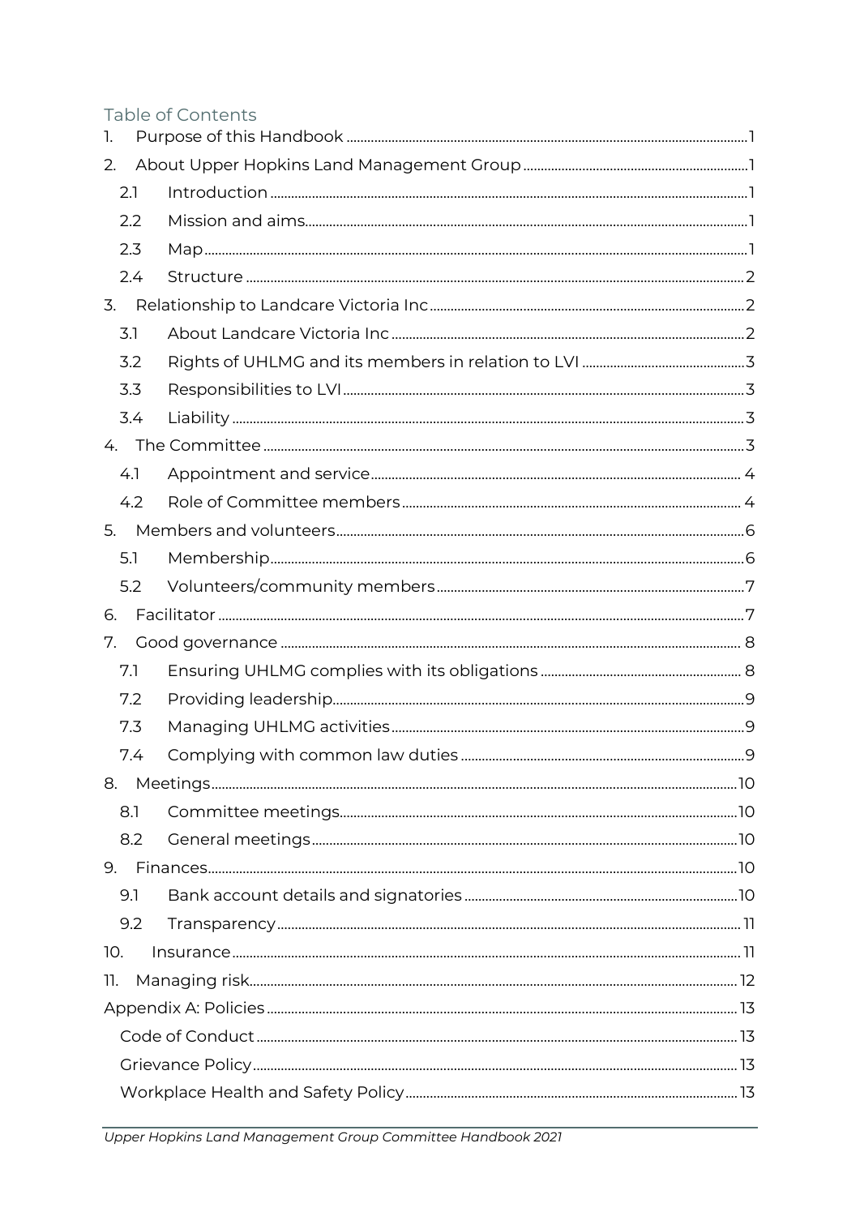## Table of Contents

1. Purpose of this Handbook ... 1
2. About Upper Hopkins Land Management Group ... 1
   - 2.1 Introduction ... 1
   - 2.2 Mission and aims ... 1
   - 2.3 Map ... 1
   - 2.4 Structure ... 2
3. Relationship to Landcare Victoria Inc ... 2
   - 3.1 About Landcare Victoria Inc ... 2
   - 3.2 Rights of UHLMG and its members in relation to LVI ... 3
   - 3.3 Responsibilities to LVI ... 3
   - 3.4 Liability ... 3
4. The Committee ... 3
   - 4.1 Appointment and service ... 4
   - 4.2 Role of Committee members ... 4
5. Members and volunteers ... 6
   - 5.1 Membership ... 6
   - 5.2 Volunteers/community members ... 7
6. Facilitator ... 7
7. Good governance ... 8
   - 7.1 Ensuring UHLMG complies with its obligations ... 8
   - 7.2 Providing leadership ... 9
   - 7.3 Managing UHLMG activities ... 9
   - 7.4 Complying with common law duties ... 9
8. Meetings ... 10
   - 8.1 Committee meetings ... 10
   - 8.2 General meetings ... 10
9. Finances ... 10
   - 9.1 Bank account details and signatories ... 10
   - 9.2 Transparency ... 11
10. Insurance ... 11
11. Managing risk ... 12

Appendix A: Policies ... 13

- Code of Conduct ... 13
- Grievance Policy ... 13
- Workplace Health and Safety Policy ... 13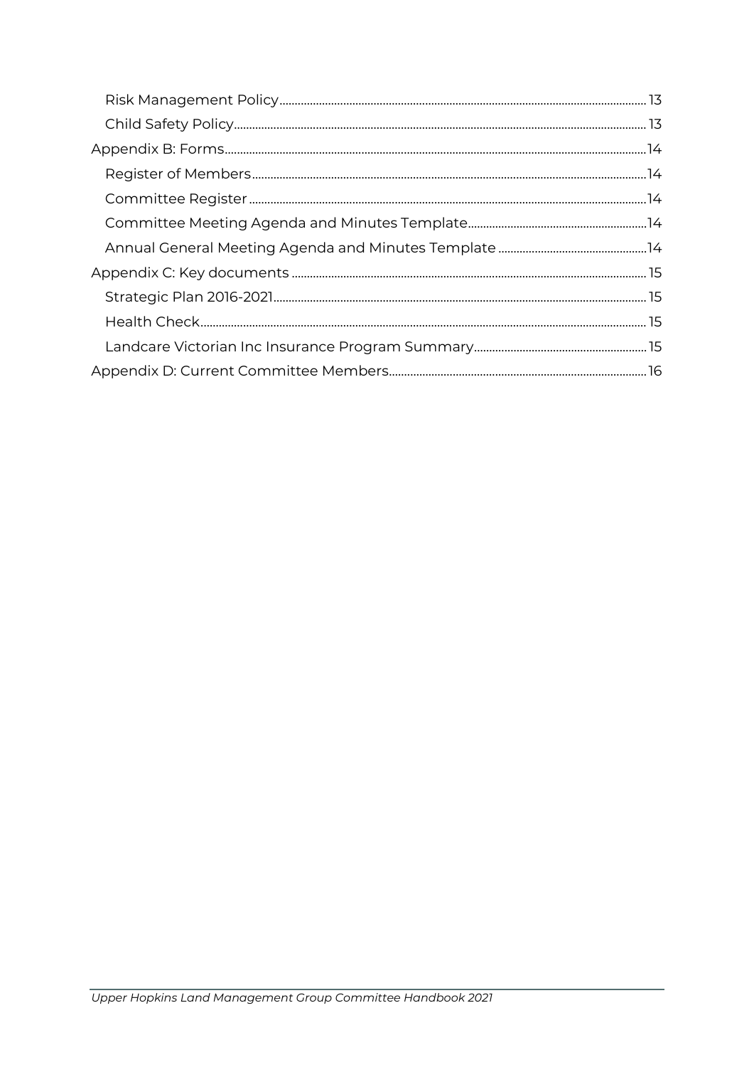- Risk Management Policy 13
- Child Safety Policy 13

Appendix B: Forms 14

- Register of Members 14
- Committee Register 14
- Committee Meeting Agenda and Minutes Template 14
- Annual General Meeting Agenda and Minutes Template 14

Appendix C: Key documents 15

- Strategic Plan 2016-2021 15
- Health Check 15
- Landcare Victorian Inc Insurance Program Summary 15

Appendix D: Current Committee Members 16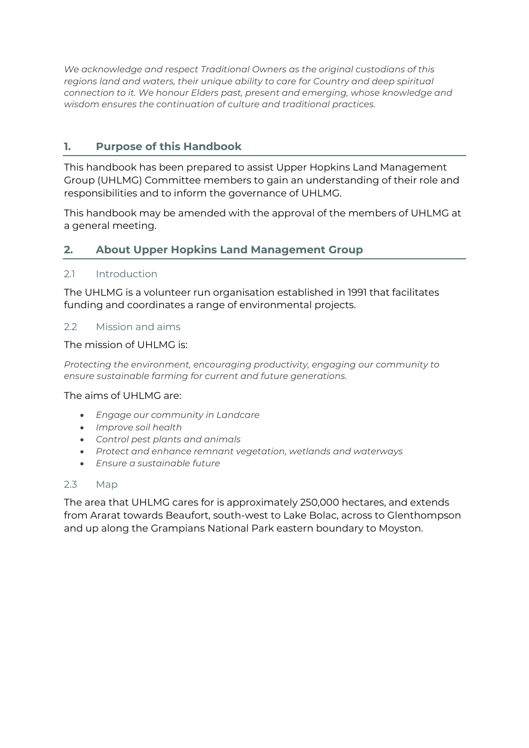*We acknowledge and respect Traditional Owners as the original custodians of this regions land and waters, their unique ability to care for Country and deep spiritual connection to it. We honour Elders past, present and emerging, whose knowledge and wisdom ensures the continuation of culture and traditional practices.*

## 1. Purpose of this Handbook

This handbook has been prepared to assist Upper Hopkins Land Management Group (UHLMG) Committee members to gain an understanding of their role and responsibilities and to inform the governance of UHLMG.

This handbook may be amended with the approval of the members of UHLMG at a general meeting.

## 2. About Upper Hopkins Land Management Group

### 2.1 Introduction

The UHLMG is a volunteer run organisation established in 1991 that facilitates funding and coordinates a range of environmental projects.

### 2.2 Mission and aims

The mission of UHLMG is:

*Protecting the environment, encouraging productivity, engaging our community to ensure sustainable farming for current and future generations.*

The aims of UHLMG are:

- *Engage our community in Landcare*
- *Improve soil health*
- *Control pest plants and animals*
- *Protect and enhance remnant vegetation, wetlands and waterways*
- *Ensure a sustainable future*

### 2.3 Map

The area that UHLMG cares for is approximately 250,000 hectares, and extends from Ararat towards Beaufort, south-west to Lake Bolac, across to Glenthompson and up along the Grampians National Park eastern boundary to Moyston.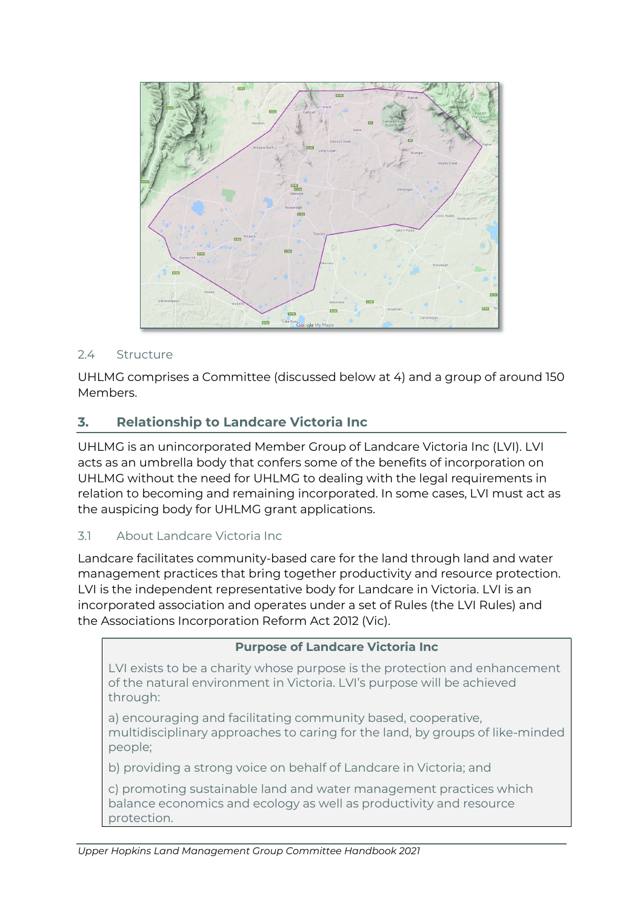### 2.4 Structure

UHLMG comprises a Committee (discussed below at 4) and a group of around 150 Members.

## 3. Relationship to Landcare Victoria Inc

UHLMG is an unincorporated Member Group of Landcare Victoria Inc (LVI). LVI acts as an umbrella body that confers some of the benefits of incorporation on UHLMG without the need for UHLMG to dealing with the legal requirements in relation to becoming and remaining incorporated. In some cases, LVI must act as the auspicing body for UHLMG grant applications.

### 3.1 About Landcare Victoria Inc

Landcare facilitates community-based care for the land through land and water management practices that bring together productivity and resource protection. LVI is the independent representative body for Landcare in Victoria. LVI is an incorporated association and operates under a set of Rules (the LVI Rules) and the Associations Incorporation Reform Act 2012 (Vic).

**Purpose of Landcare Victoria Inc**

LVI exists to be a charity whose purpose is the protection and enhancement of the natural environment in Victoria. LVI's purpose will be achieved through:

a) encouraging and facilitating community based, cooperative, multidisciplinary approaches to caring for the land, by groups of like-minded people;

b) providing a strong voice on behalf of Landcare in Victoria; and

c) promoting sustainable land and water management practices which balance economics and ecology as well as productivity and resource protection.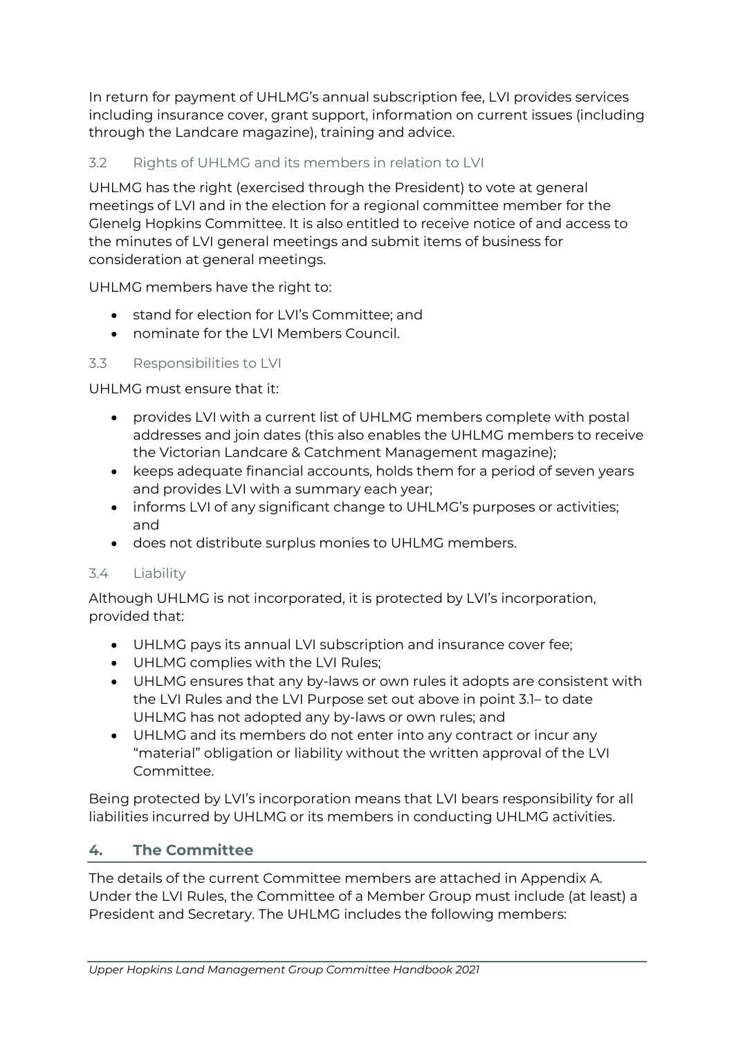In return for payment of UHLMG's annual subscription fee, LVI provides services including insurance cover, grant support, information on current issues (including through the Landcare magazine), training and advice.

### 3.2 Rights of UHLMG and its members in relation to LVI

UHLMG has the right (exercised through the President) to vote at general meetings of LVI and in the election for a regional committee member for the Glenelg Hopkins Committee. It is also entitled to receive notice of and access to the minutes of LVI general meetings and submit items of business for consideration at general meetings.

UHLMG members have the right to:

- stand for election for LVI's Committee; and
- nominate for the LVI Members Council.

### 3.3 Responsibilities to LVI

UHLMG must ensure that it:

- provides LVI with a current list of UHLMG members complete with postal addresses and join dates (this also enables the UHLMG members to receive the Victorian Landcare & Catchment Management magazine);
- keeps adequate financial accounts, holds them for a period of seven years and provides LVI with a summary each year;
- informs LVI of any significant change to UHLMG's purposes or activities; and
- does not distribute surplus monies to UHLMG members.

### 3.4 Liability

Although UHLMG is not incorporated, it is protected by LVI's incorporation, provided that:

- UHLMG pays its annual LVI subscription and insurance cover fee;
- UHLMG complies with the LVI Rules;
- UHLMG ensures that any by-laws or own rules it adopts are consistent with the LVI Rules and the LVI Purpose set out above in point 3.1– to date UHLMG has not adopted any by-laws or own rules; and
- UHLMG and its members do not enter into any contract or incur any "material" obligation or liability without the written approval of the LVI Committee.

Being protected by LVI's incorporation means that LVI bears responsibility for all liabilities incurred by UHLMG or its members in conducting UHLMG activities.

## 4. The Committee

The details of the current Committee members are attached in Appendix A. Under the LVI Rules, the Committee of a Member Group must include (at least) a President and Secretary. The UHLMG includes the following members: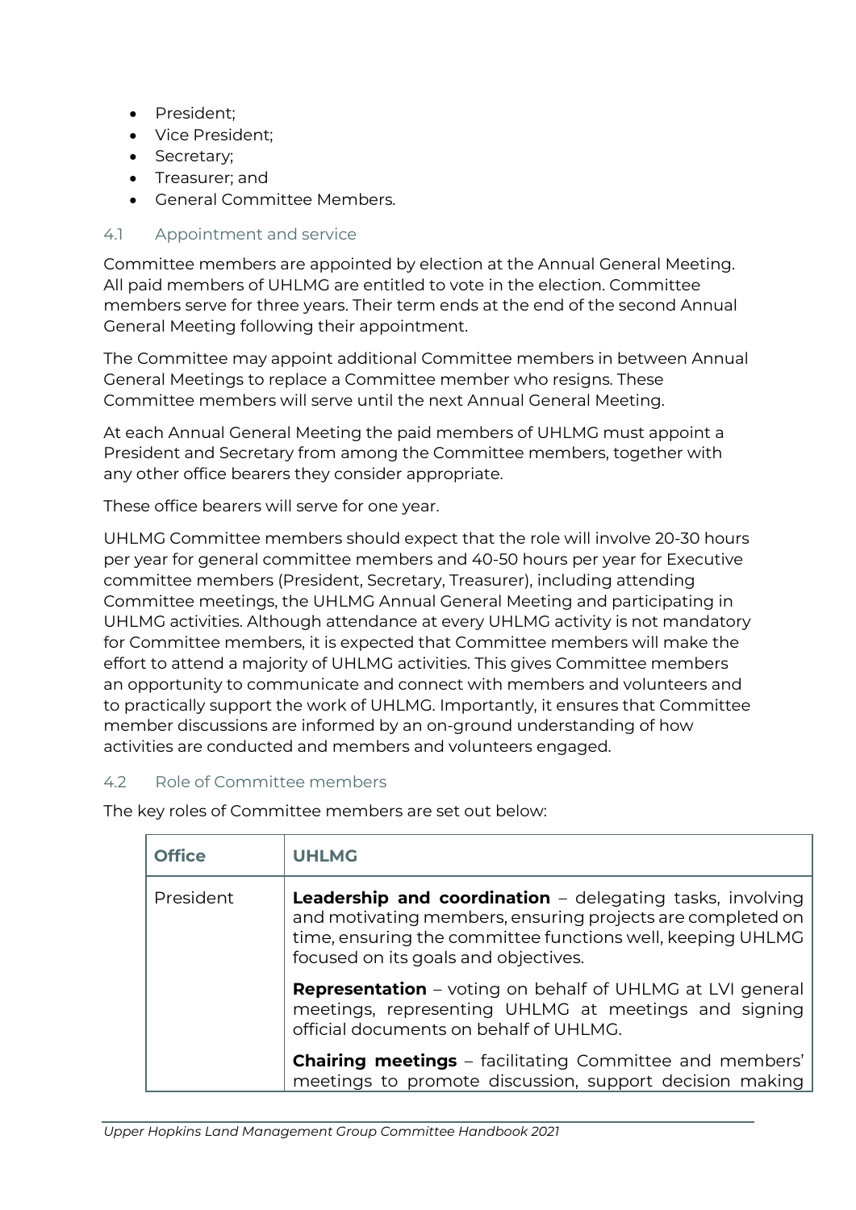- President;
- Vice President;
- Secretary;
- Treasurer; and
- General Committee Members.

### 4.1 Appointment and service

Committee members are appointed by election at the Annual General Meeting. All paid members of UHLMG are entitled to vote in the election. Committee members serve for three years. Their term ends at the end of the second Annual General Meeting following their appointment.

The Committee may appoint additional Committee members in between Annual General Meetings to replace a Committee member who resigns. These Committee members will serve until the next Annual General Meeting.

At each Annual General Meeting the paid members of UHLMG must appoint a President and Secretary from among the Committee members, together with any other office bearers they consider appropriate.

These office bearers will serve for one year.

UHLMG Committee members should expect that the role will involve 20-30 hours per year for general committee members and 40-50 hours per year for Executive committee members (President, Secretary, Treasurer), including attending Committee meetings, the UHLMG Annual General Meeting and participating in UHLMG activities. Although attendance at every UHLMG activity is not mandatory for Committee members, it is expected that Committee members will make the effort to attend a majority of UHLMG activities. This gives Committee members an opportunity to communicate and connect with members and volunteers and to practically support the work of UHLMG. Importantly, it ensures that Committee member discussions are informed by an on-ground understanding of how activities are conducted and members and volunteers engaged.

### 4.2 Role of Committee members

The key roles of Committee members are set out below:

| Office | UHLMG |
|---|---|
| President | **Leadership and coordination** – delegating tasks, involving and motivating members, ensuring projects are completed on time, ensuring the committee functions well, keeping UHLMG focused on its goals and objectives.<br><br>**Representation** – voting on behalf of UHLMG at LVI general meetings, representing UHLMG at meetings and signing official documents on behalf of UHLMG.<br><br>**Chairing meetings** – facilitating Committee and members' meetings to promote discussion, support decision making |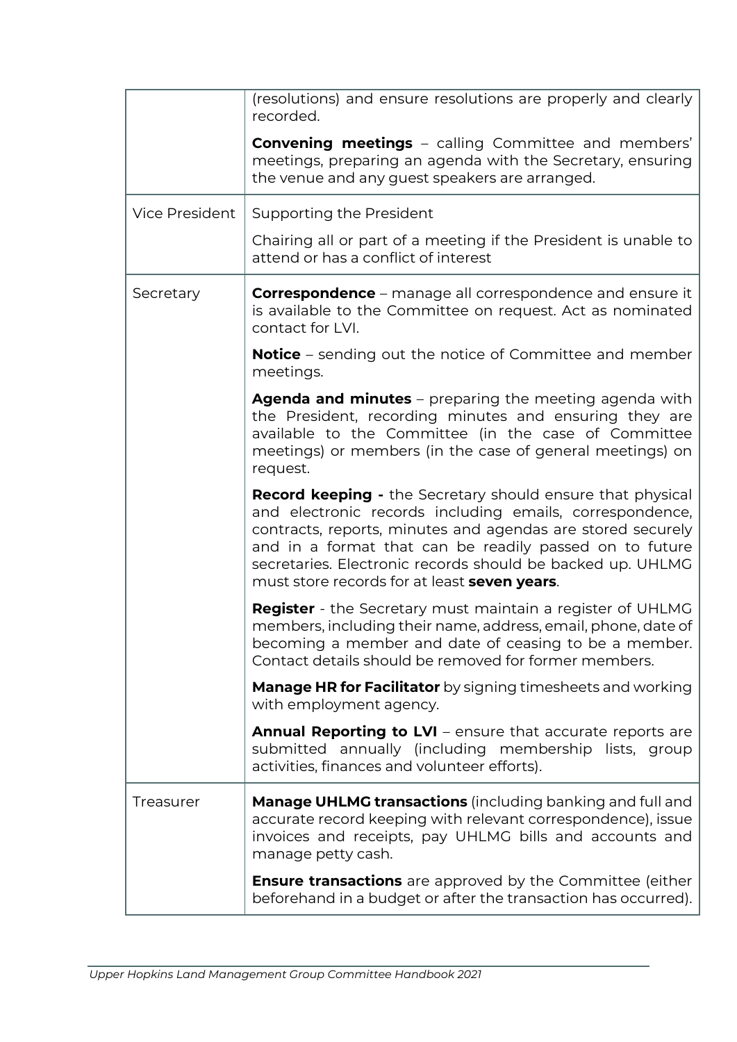| | |
|---|---|
| | (resolutions) and ensure resolutions are properly and clearly recorded.<br><br>**Convening meetings** – calling Committee and members' meetings, preparing an agenda with the Secretary, ensuring the venue and any guest speakers are arranged. |
| Vice President | Supporting the President<br><br>Chairing all or part of a meeting if the President is unable to attend or has a conflict of interest |
| Secretary | **Correspondence** – manage all correspondence and ensure it is available to the Committee on request. Act as nominated contact for LVI.<br><br>**Notice** – sending out the notice of Committee and member meetings.<br><br>**Agenda and minutes** – preparing the meeting agenda with the President, recording minutes and ensuring they are available to the Committee (in the case of Committee meetings) or members (in the case of general meetings) on request.<br><br>**Record keeping -** the Secretary should ensure that physical and electronic records including emails, correspondence, contracts, reports, minutes and agendas are stored securely and in a format that can be readily passed on to future secretaries. Electronic records should be backed up. UHLMG must store records for at least **seven years**.<br><br>**Register** - the Secretary must maintain a register of UHLMG members, including their name, address, email, phone, date of becoming a member and date of ceasing to be a member. Contact details should be removed for former members.<br><br>**Manage HR for Facilitator** by signing timesheets and working with employment agency.<br><br>**Annual Reporting to LVI** – ensure that accurate reports are submitted annually (including membership lists, group activities, finances and volunteer efforts). |
| Treasurer | **Manage UHLMG transactions** (including banking and full and accurate record keeping with relevant correspondence), issue invoices and receipts, pay UHLMG bills and accounts and manage petty cash.<br><br>**Ensure transactions** are approved by the Committee (either beforehand in a budget or after the transaction has occurred). |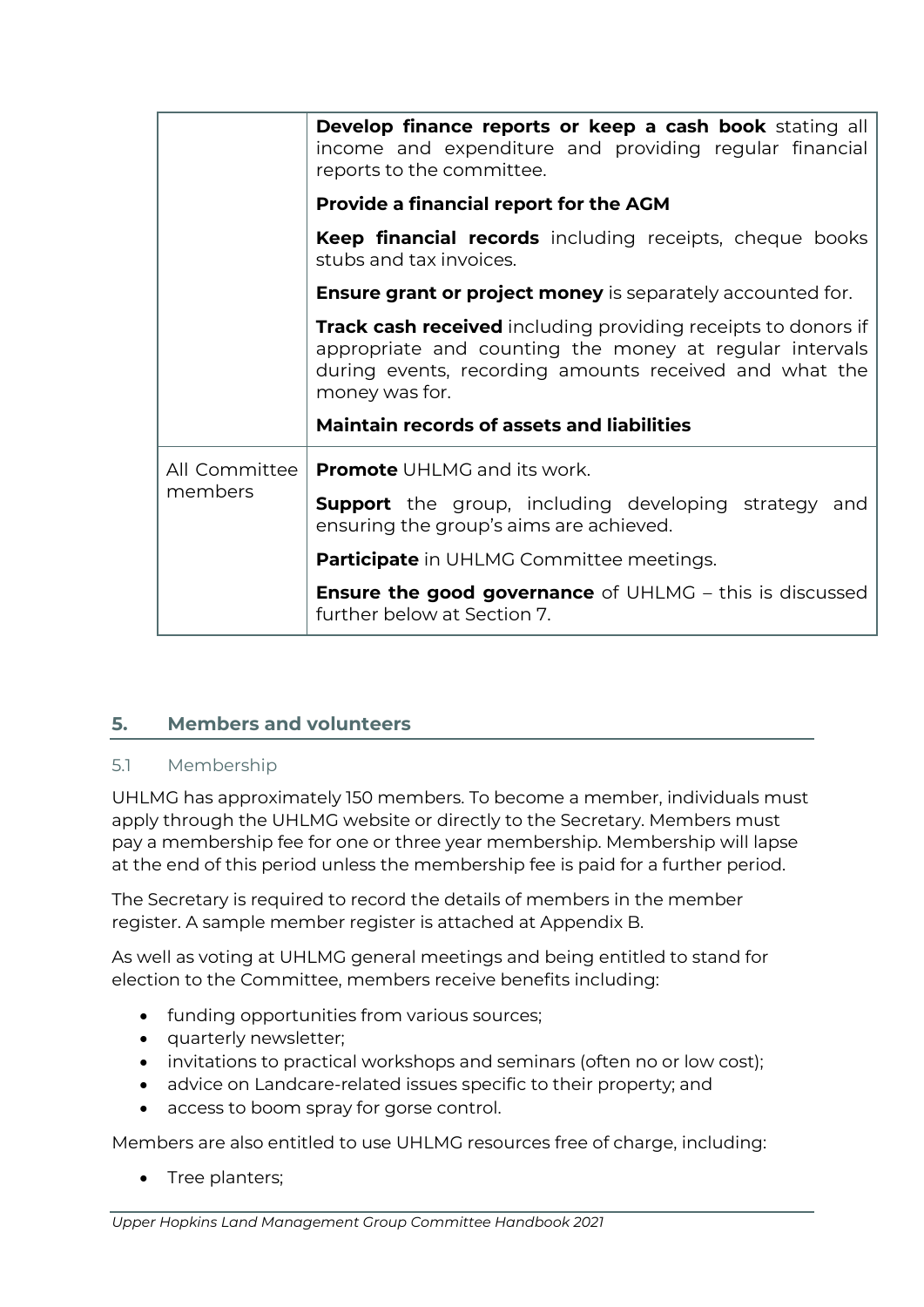| | |
|---|---|
| | **Develop finance reports or keep a cash book** stating all income and expenditure and providing regular financial reports to the committee.<br><br>**Provide a financial report for the AGM**<br><br>**Keep financial records** including receipts, cheque books stubs and tax invoices.<br><br>**Ensure grant or project money** is separately accounted for.<br><br>**Track cash received** including providing receipts to donors if appropriate and counting the money at regular intervals during events, recording amounts received and what the money was for.<br><br>**Maintain records of assets and liabilities** |
| All Committee members | **Promote** UHLMG and its work.<br><br>**Support** the group, including developing strategy and ensuring the group's aims are achieved.<br><br>**Participate** in UHLMG Committee meetings.<br><br>**Ensure the good governance** of UHLMG – this is discussed further below at Section 7. |

## 5. Members and volunteers

### 5.1 Membership

UHLMG has approximately 150 members. To become a member, individuals must apply through the UHLMG website or directly to the Secretary. Members must pay a membership fee for one or three year membership. Membership will lapse at the end of this period unless the membership fee is paid for a further period.

The Secretary is required to record the details of members in the member register. A sample member register is attached at Appendix B.

As well as voting at UHLMG general meetings and being entitled to stand for election to the Committee, members receive benefits including:

- funding opportunities from various sources;
- quarterly newsletter;
- invitations to practical workshops and seminars (often no or low cost);
- advice on Landcare-related issues specific to their property; and
- access to boom spray for gorse control.

Members are also entitled to use UHLMG resources free of charge, including:

- Tree planters;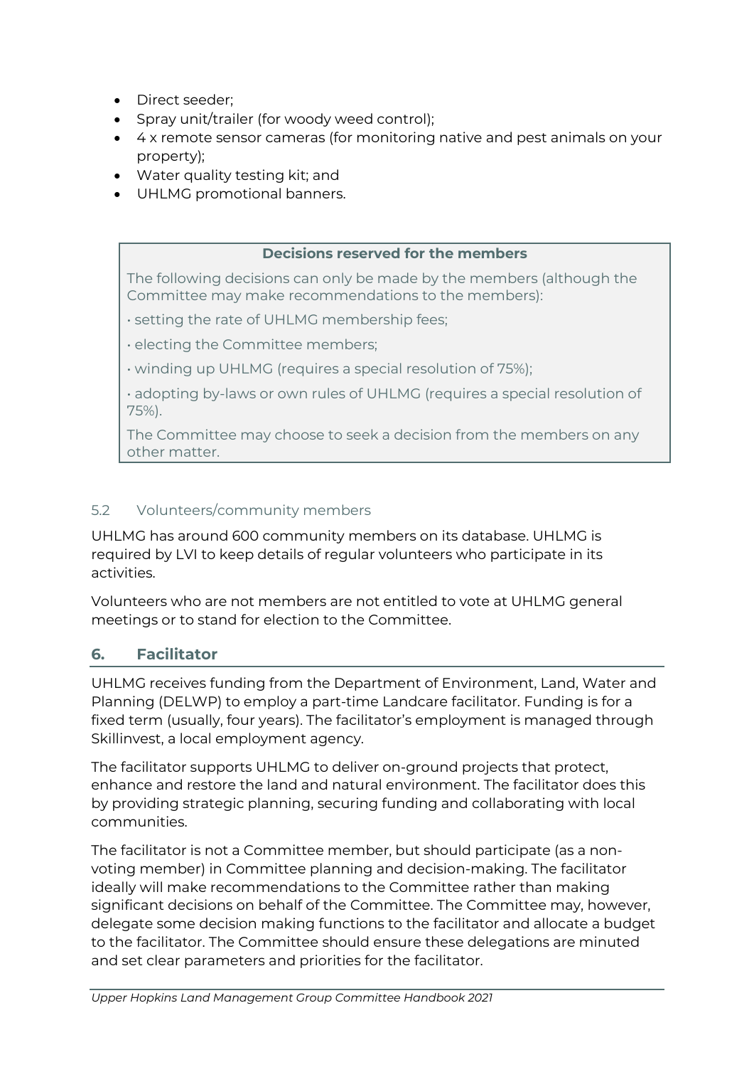- Direct seeder;
- Spray unit/trailer (for woody weed control);
- 4 x remote sensor cameras (for monitoring native and pest animals on your property);
- Water quality testing kit; and
- UHLMG promotional banners.

> **Decisions reserved for the members**
>
> The following decisions can only be made by the members (although the Committee may make recommendations to the members):
>
> • setting the rate of UHLMG membership fees;
>
> • electing the Committee members;
>
> • winding up UHLMG (requires a special resolution of 75%);
>
> • adopting by-laws or own rules of UHLMG (requires a special resolution of 75%).
>
> The Committee may choose to seek a decision from the members on any other matter.

### 5.2 Volunteers/community members

UHLMG has around 600 community members on its database. UHLMG is required by LVI to keep details of regular volunteers who participate in its activities.

Volunteers who are not members are not entitled to vote at UHLMG general meetings or to stand for election to the Committee.

## 6. Facilitator

UHLMG receives funding from the Department of Environment, Land, Water and Planning (DELWP) to employ a part-time Landcare facilitator. Funding is for a fixed term (usually, four years). The facilitator's employment is managed through Skillinvest, a local employment agency.

The facilitator supports UHLMG to deliver on-ground projects that protect, enhance and restore the land and natural environment. The facilitator does this by providing strategic planning, securing funding and collaborating with local communities.

The facilitator is not a Committee member, but should participate (as a non-voting member) in Committee planning and decision-making. The facilitator ideally will make recommendations to the Committee rather than making significant decisions on behalf of the Committee. The Committee may, however, delegate some decision making functions to the facilitator and allocate a budget to the facilitator. The Committee should ensure these delegations are minuted and set clear parameters and priorities for the facilitator.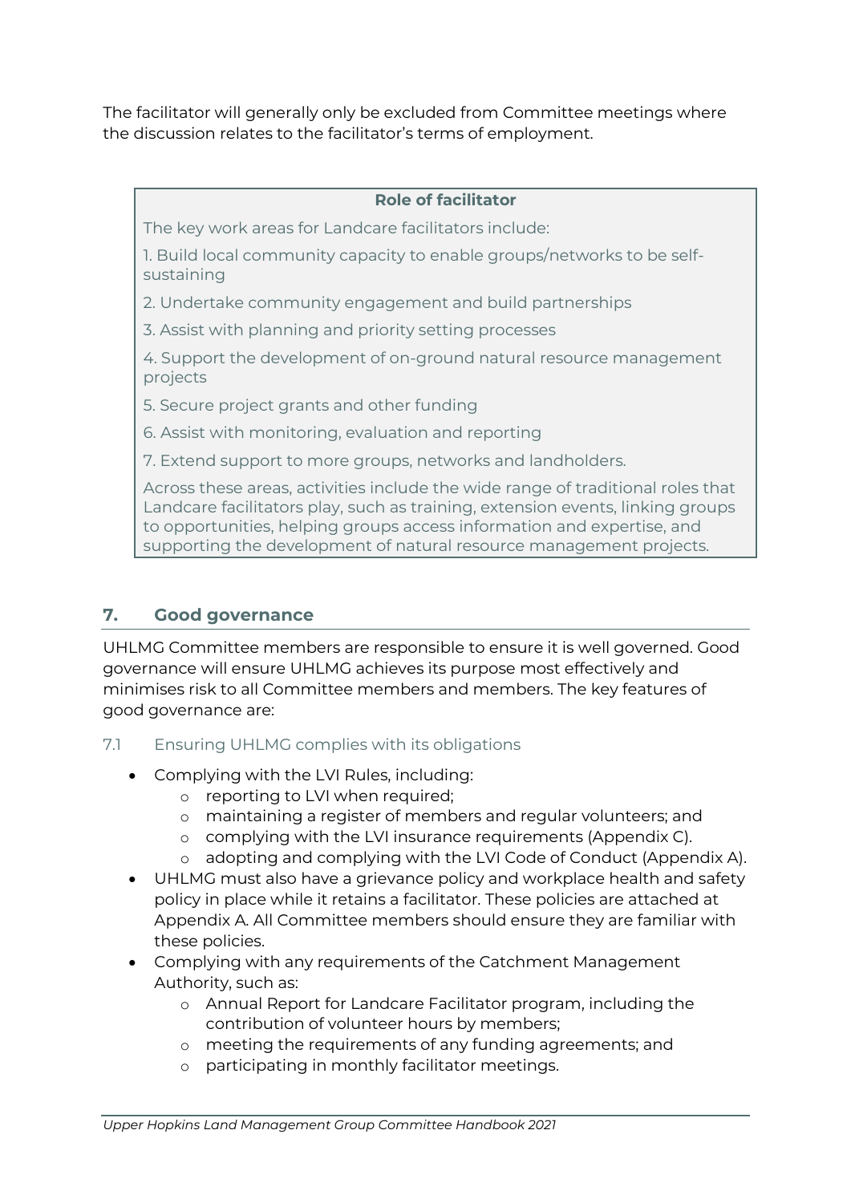The facilitator will generally only be excluded from Committee meetings where the discussion relates to the facilitator's terms of employment.

> **Role of facilitator**
>
> The key work areas for Landcare facilitators include:
>
> 1. Build local community capacity to enable groups/networks to be self-sustaining
> 2. Undertake community engagement and build partnerships
> 3. Assist with planning and priority setting processes
> 4. Support the development of on-ground natural resource management projects
> 5. Secure project grants and other funding
> 6. Assist with monitoring, evaluation and reporting
> 7. Extend support to more groups, networks and landholders.
>
> Across these areas, activities include the wide range of traditional roles that Landcare facilitators play, such as training, extension events, linking groups to opportunities, helping groups access information and expertise, and supporting the development of natural resource management projects.

## 7. Good governance

UHLMG Committee members are responsible to ensure it is well governed. Good governance will ensure UHLMG achieves its purpose most effectively and minimises risk to all Committee members and members. The key features of good governance are:

### 7.1 Ensuring UHLMG complies with its obligations

- Complying with the LVI Rules, including:
  - reporting to LVI when required;
  - maintaining a register of members and regular volunteers; and
  - complying with the LVI insurance requirements (Appendix C).
  - adopting and complying with the LVI Code of Conduct (Appendix A).
- UHLMG must also have a grievance policy and workplace health and safety policy in place while it retains a facilitator. These policies are attached at Appendix A. All Committee members should ensure they are familiar with these policies.
- Complying with any requirements of the Catchment Management Authority, such as:
  - Annual Report for Landcare Facilitator program, including the contribution of volunteer hours by members;
  - meeting the requirements of any funding agreements; and
  - participating in monthly facilitator meetings.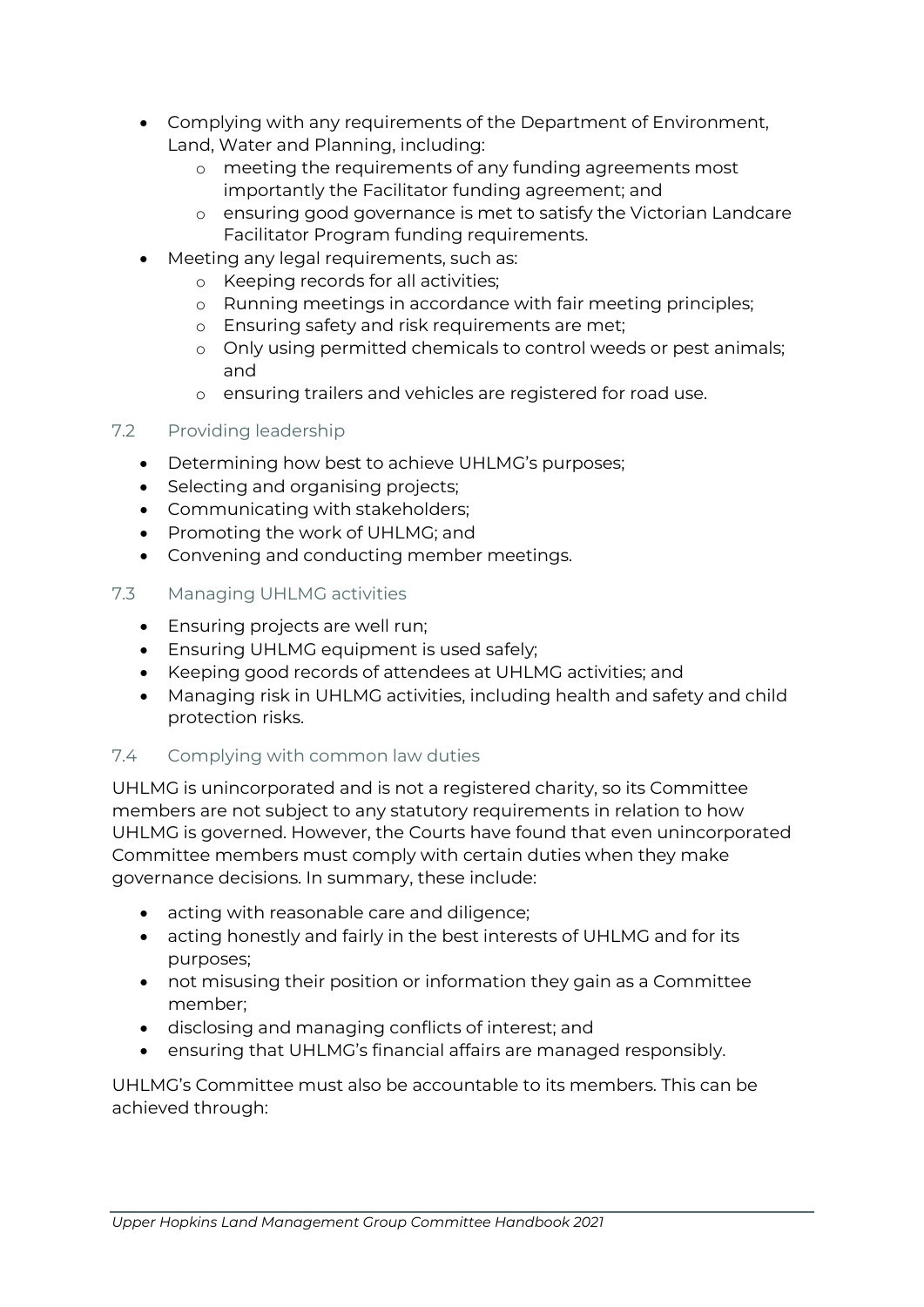- Complying with any requirements of the Department of Environment, Land, Water and Planning, including:
  - meeting the requirements of any funding agreements most importantly the Facilitator funding agreement; and
  - ensuring good governance is met to satisfy the Victorian Landcare Facilitator Program funding requirements.
- Meeting any legal requirements, such as:
  - Keeping records for all activities;
  - Running meetings in accordance with fair meeting principles;
  - Ensuring safety and risk requirements are met;
  - Only using permitted chemicals to control weeds or pest animals; and
  - ensuring trailers and vehicles are registered for road use.

### 7.2 Providing leadership

- Determining how best to achieve UHLMG's purposes;
- Selecting and organising projects;
- Communicating with stakeholders;
- Promoting the work of UHLMG; and
- Convening and conducting member meetings.

### 7.3 Managing UHLMG activities

- Ensuring projects are well run;
- Ensuring UHLMG equipment is used safely;
- Keeping good records of attendees at UHLMG activities; and
- Managing risk in UHLMG activities, including health and safety and child protection risks.

### 7.4 Complying with common law duties

UHLMG is unincorporated and is not a registered charity, so its Committee members are not subject to any statutory requirements in relation to how UHLMG is governed. However, the Courts have found that even unincorporated Committee members must comply with certain duties when they make governance decisions. In summary, these include:

- acting with reasonable care and diligence;
- acting honestly and fairly in the best interests of UHLMG and for its purposes;
- not misusing their position or information they gain as a Committee member;
- disclosing and managing conflicts of interest; and
- ensuring that UHLMG's financial affairs are managed responsibly.

UHLMG's Committee must also be accountable to its members. This can be achieved through: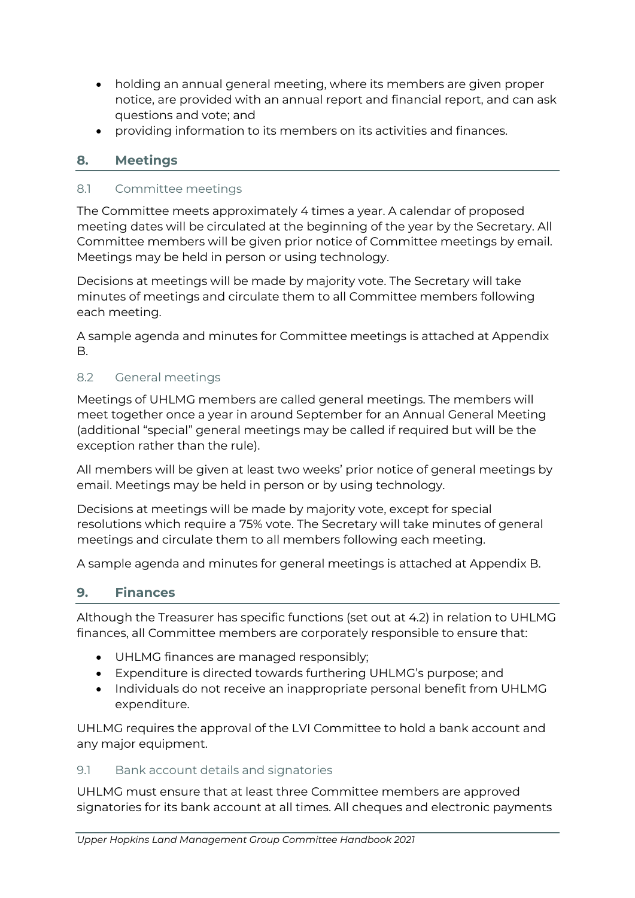- holding an annual general meeting, where its members are given proper notice, are provided with an annual report and financial report, and can ask questions and vote; and
- providing information to its members on its activities and finances.

## 8. Meetings

### 8.1 Committee meetings

The Committee meets approximately 4 times a year. A calendar of proposed meeting dates will be circulated at the beginning of the year by the Secretary. All Committee members will be given prior notice of Committee meetings by email. Meetings may be held in person or using technology.

Decisions at meetings will be made by majority vote. The Secretary will take minutes of meetings and circulate them to all Committee members following each meeting.

A sample agenda and minutes for Committee meetings is attached at Appendix B.

### 8.2 General meetings

Meetings of UHLMG members are called general meetings. The members will meet together once a year in around September for an Annual General Meeting (additional "special" general meetings may be called if required but will be the exception rather than the rule).

All members will be given at least two weeks' prior notice of general meetings by email. Meetings may be held in person or by using technology.

Decisions at meetings will be made by majority vote, except for special resolutions which require a 75% vote. The Secretary will take minutes of general meetings and circulate them to all members following each meeting.

A sample agenda and minutes for general meetings is attached at Appendix B.

## 9. Finances

Although the Treasurer has specific functions (set out at 4.2) in relation to UHLMG finances, all Committee members are corporately responsible to ensure that:

- UHLMG finances are managed responsibly;
- Expenditure is directed towards furthering UHLMG's purpose; and
- Individuals do not receive an inappropriate personal benefit from UHLMG expenditure.

UHLMG requires the approval of the LVI Committee to hold a bank account and any major equipment.

### 9.1 Bank account details and signatories

UHLMG must ensure that at least three Committee members are approved signatories for its bank account at all times. All cheques and electronic payments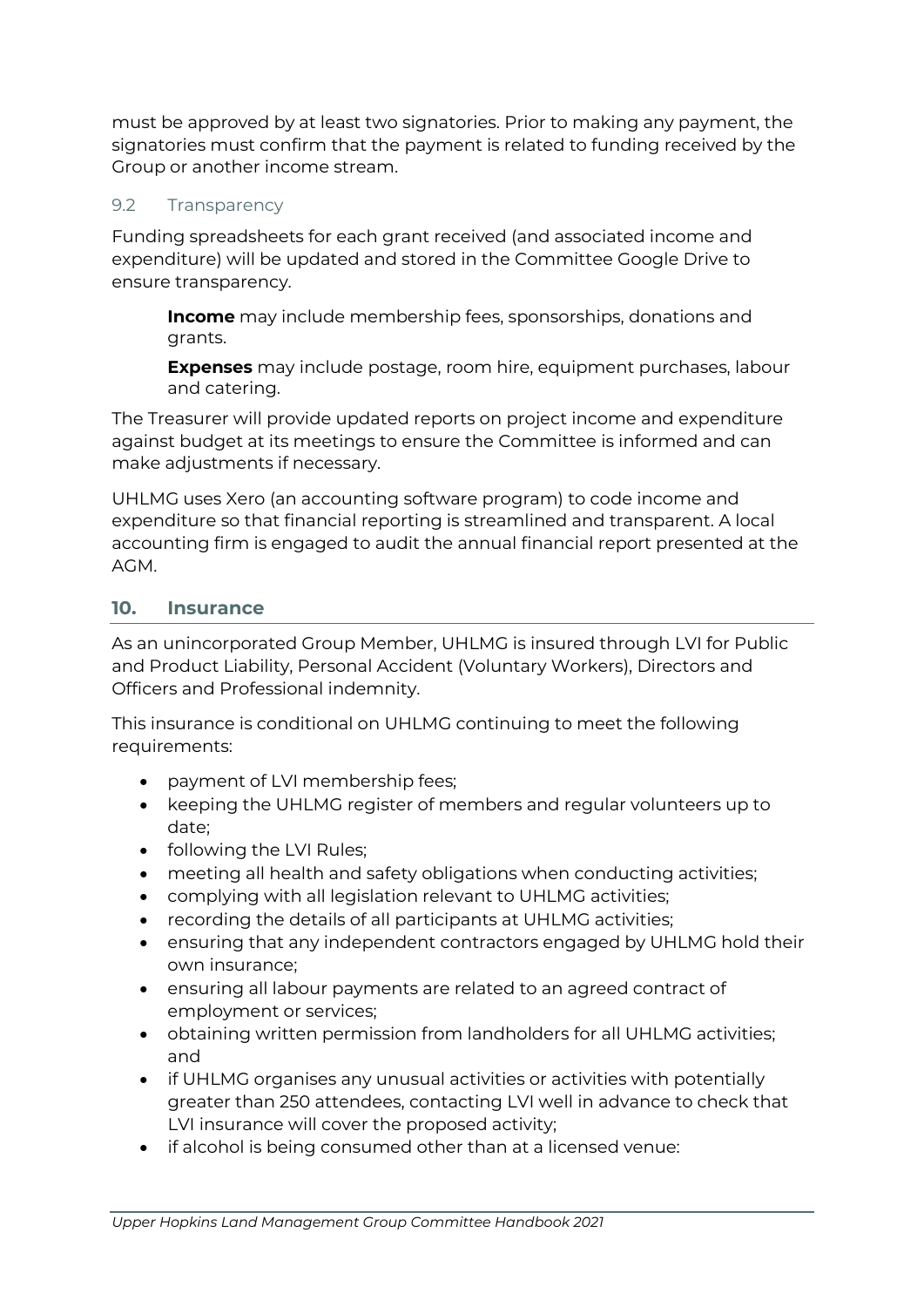must be approved by at least two signatories. Prior to making any payment, the signatories must confirm that the payment is related to funding received by the Group or another income stream.

### 9.2 Transparency

Funding spreadsheets for each grant received (and associated income and expenditure) will be updated and stored in the Committee Google Drive to ensure transparency.

> **Income** may include membership fees, sponsorships, donations and grants.
>
> **Expenses** may include postage, room hire, equipment purchases, labour and catering.

The Treasurer will provide updated reports on project income and expenditure against budget at its meetings to ensure the Committee is informed and can make adjustments if necessary.

UHLMG uses Xero (an accounting software program) to code income and expenditure so that financial reporting is streamlined and transparent. A local accounting firm is engaged to audit the annual financial report presented at the AGM.

## 10. Insurance

As an unincorporated Group Member, UHLMG is insured through LVI for Public and Product Liability, Personal Accident (Voluntary Workers), Directors and Officers and Professional indemnity.

This insurance is conditional on UHLMG continuing to meet the following requirements:

- payment of LVI membership fees;
- keeping the UHLMG register of members and regular volunteers up to date;
- following the LVI Rules;
- meeting all health and safety obligations when conducting activities;
- complying with all legislation relevant to UHLMG activities;
- recording the details of all participants at UHLMG activities;
- ensuring that any independent contractors engaged by UHLMG hold their own insurance;
- ensuring all labour payments are related to an agreed contract of employment or services;
- obtaining written permission from landholders for all UHLMG activities; and
- if UHLMG organises any unusual activities or activities with potentially greater than 250 attendees, contacting LVI well in advance to check that LVI insurance will cover the proposed activity;
- if alcohol is being consumed other than at a licensed venue: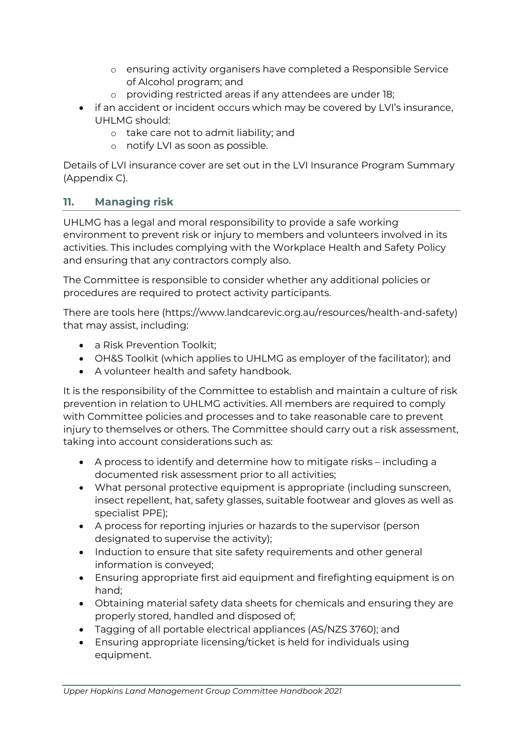- ensuring activity organisers have completed a Responsible Service of Alcohol program; and
    - providing restricted areas if any attendees are under 18;
- if an accident or incident occurs which may be covered by LVI's insurance, UHLMG should:
    - take care not to admit liability; and
    - notify LVI as soon as possible.

Details of LVI insurance cover are set out in the LVI Insurance Program Summary (Appendix C).

## 11. Managing risk

UHLMG has a legal and moral responsibility to provide a safe working environment to prevent risk or injury to members and volunteers involved in its activities. This includes complying with the Workplace Health and Safety Policy and ensuring that any contractors comply also.

The Committee is responsible to consider whether any additional policies or procedures are required to protect activity participants.

There are tools here (https://www.landcarevic.org.au/resources/health-and-safety) that may assist, including:

- a Risk Prevention Toolkit;
- OH&S Toolkit (which applies to UHLMG as employer of the facilitator); and
- A volunteer health and safety handbook.

It is the responsibility of the Committee to establish and maintain a culture of risk prevention in relation to UHLMG activities. All members are required to comply with Committee policies and processes and to take reasonable care to prevent injury to themselves or others. The Committee should carry out a risk assessment, taking into account considerations such as:

- A process to identify and determine how to mitigate risks – including a documented risk assessment prior to all activities;
- What personal protective equipment is appropriate (including sunscreen, insect repellent, hat, safety glasses, suitable footwear and gloves as well as specialist PPE);
- A process for reporting injuries or hazards to the supervisor (person designated to supervise the activity);
- Induction to ensure that site safety requirements and other general information is conveyed;
- Ensuring appropriate first aid equipment and firefighting equipment is on hand;
- Obtaining material safety data sheets for chemicals and ensuring they are properly stored, handled and disposed of;
- Tagging of all portable electrical appliances (AS/NZS 3760); and
- Ensuring appropriate licensing/ticket is held for individuals using equipment.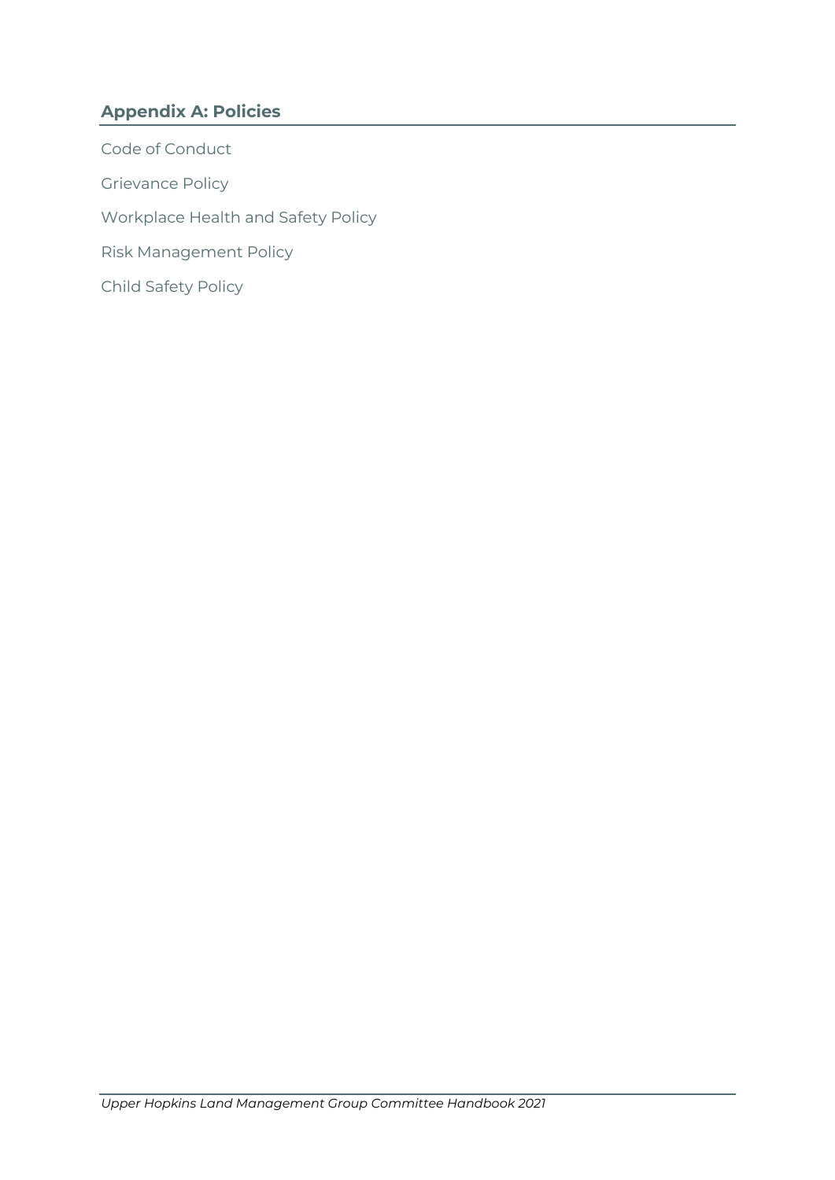## Appendix A: Policies

Code of Conduct

Grievance Policy

Workplace Health and Safety Policy

Risk Management Policy

Child Safety Policy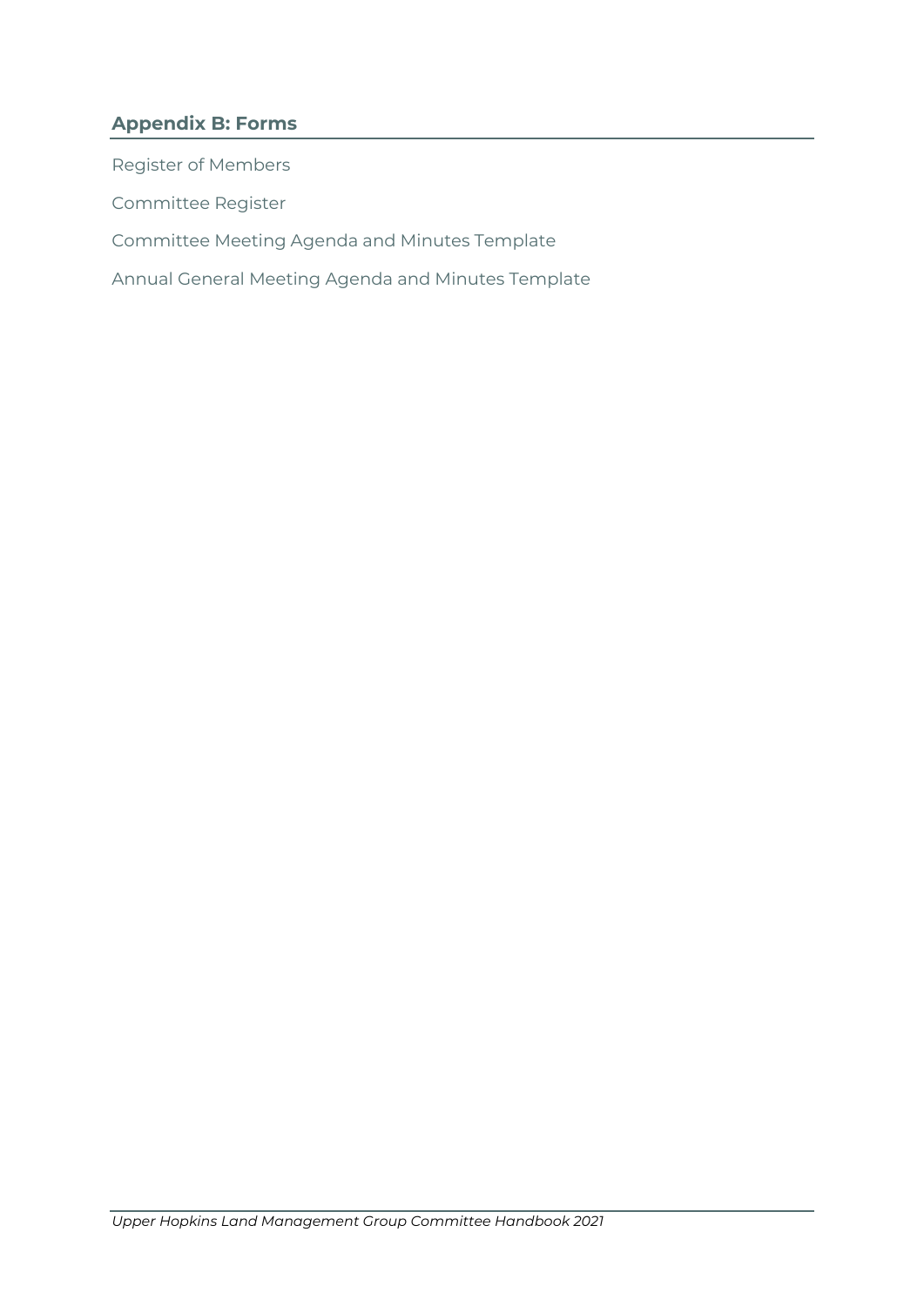## Appendix B: Forms

Register of Members

Committee Register

Committee Meeting Agenda and Minutes Template

Annual General Meeting Agenda and Minutes Template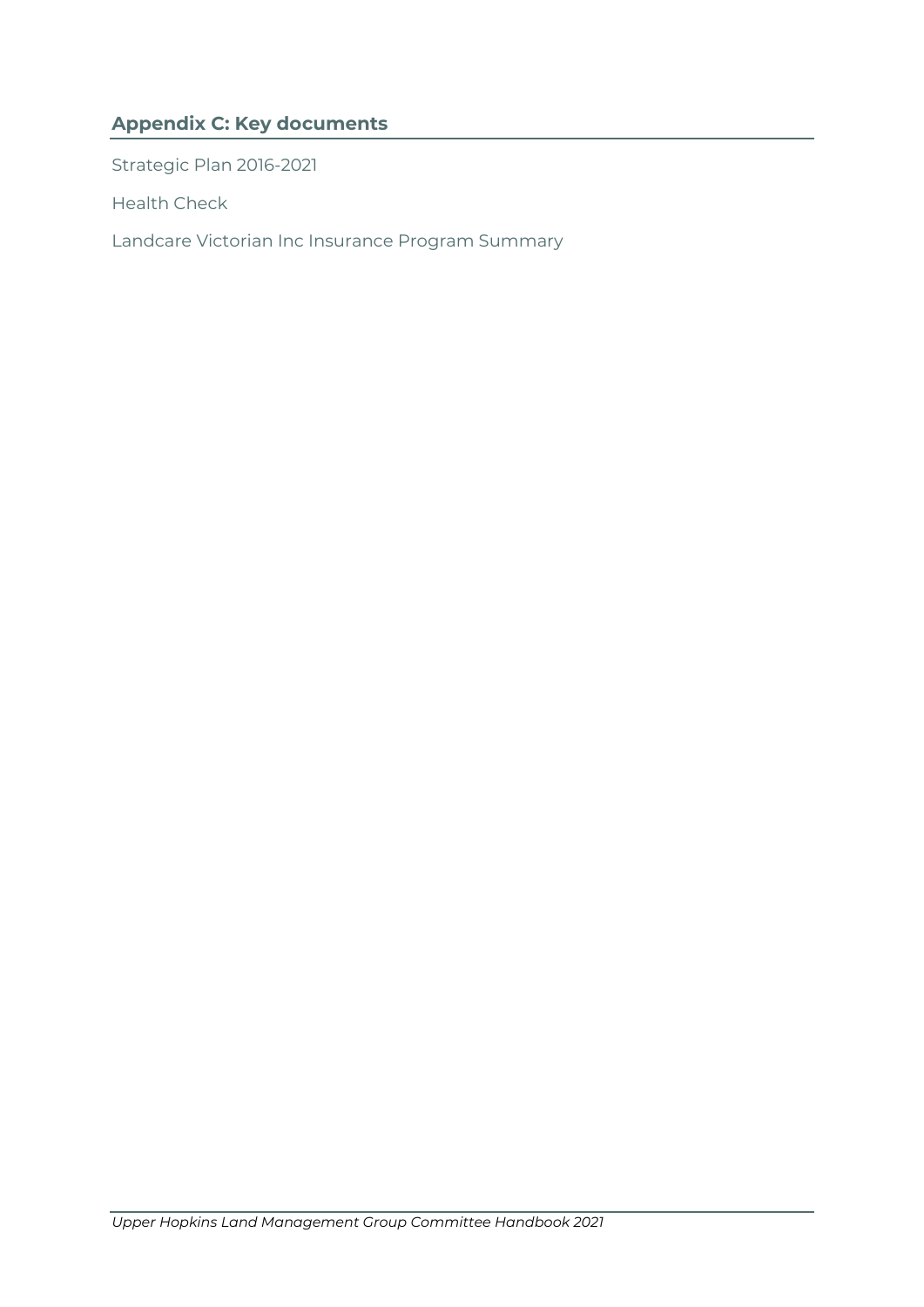## Appendix C: Key documents

Strategic Plan 2016-2021

Health Check

Landcare Victorian Inc Insurance Program Summary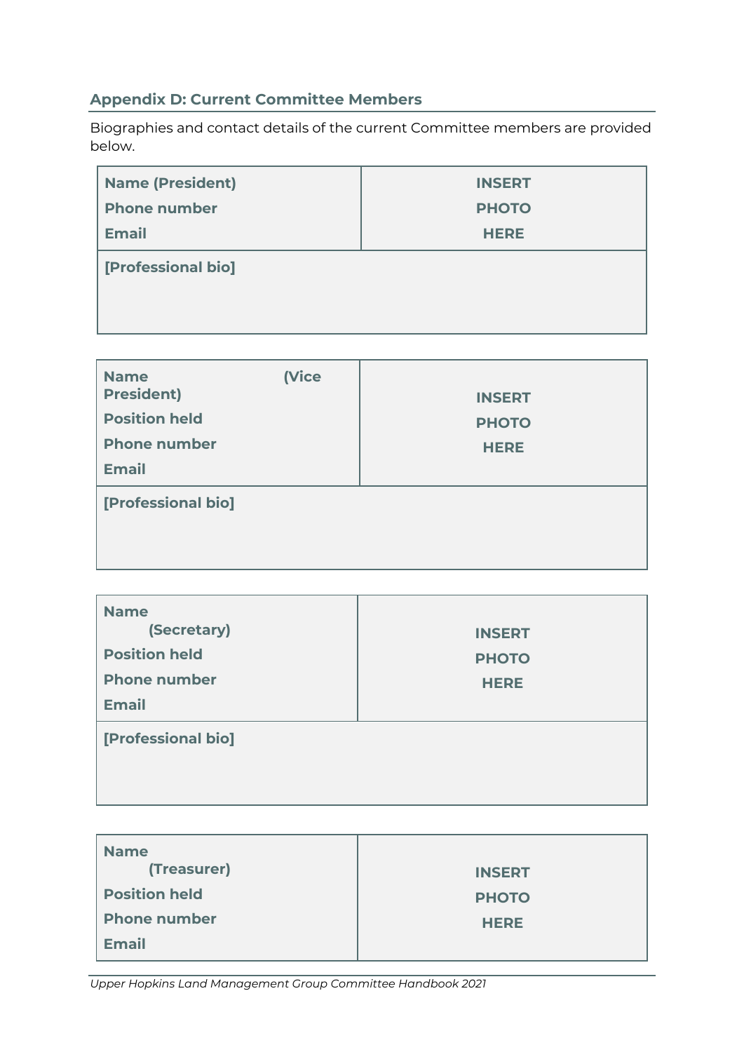## Appendix D: Current Committee Members

Biographies and contact details of the current Committee members are provided below.

| **Name (President)**<br>**Phone number**<br>**Email** | **INSERT PHOTO HERE** |
| --- | --- |
| **[Professional bio]** | |

| **Name (Vice President)**<br>**Position held**<br>**Phone number**<br>**Email** | **INSERT PHOTO HERE** |
| --- | --- |
| **[Professional bio]** | |

| **Name (Secretary)**<br>**Position held**<br>**Phone number**<br>**Email** | **INSERT PHOTO HERE** |
| --- | --- |
| **[Professional bio]** | |

| **Name (Treasurer)**<br>**Position held**<br>**Phone number**<br>**Email** | **INSERT PHOTO HERE** |
| --- | --- |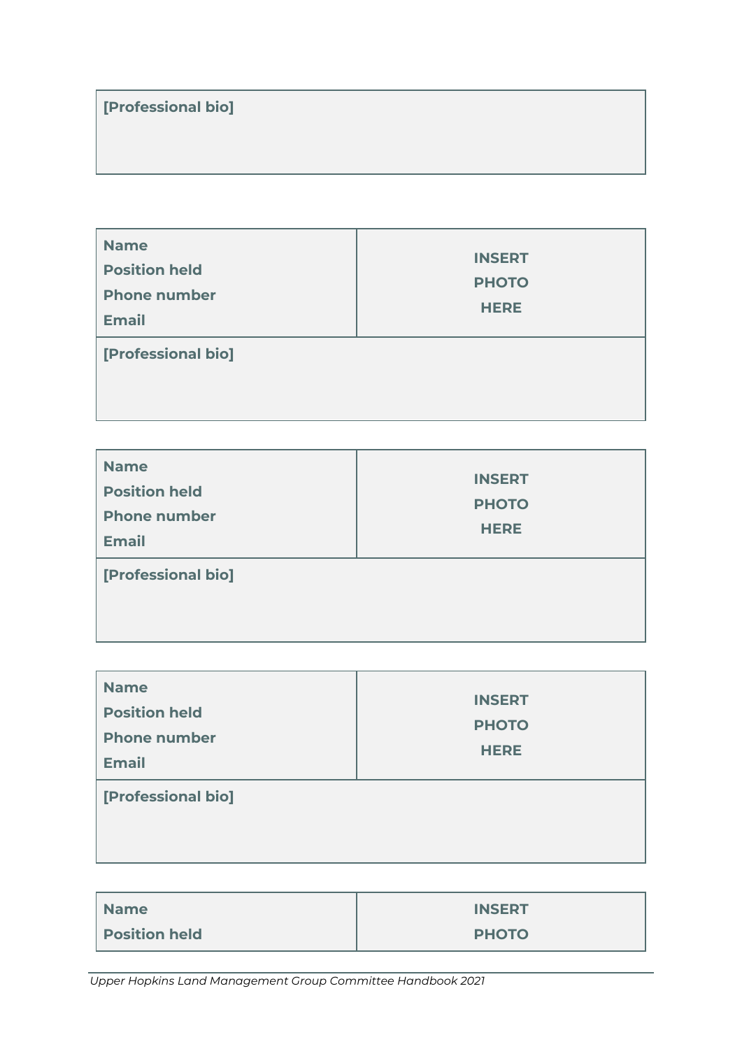| [Professional bio] |
| --- |

| Name<br>Position held<br>Phone number<br>Email | INSERT<br>PHOTO<br>HERE |
| --- | --- |
| [Professional bio] | |

| Name<br>Position held<br>Phone number<br>Email | INSERT<br>PHOTO<br>HERE |
| --- | --- |
| [Professional bio] | |

| Name<br>Position held<br>Phone number<br>Email | INSERT<br>PHOTO<br>HERE |
| --- | --- |
| [Professional bio] | |

| Name<br>Position held | INSERT<br>PHOTO |
| --- | --- |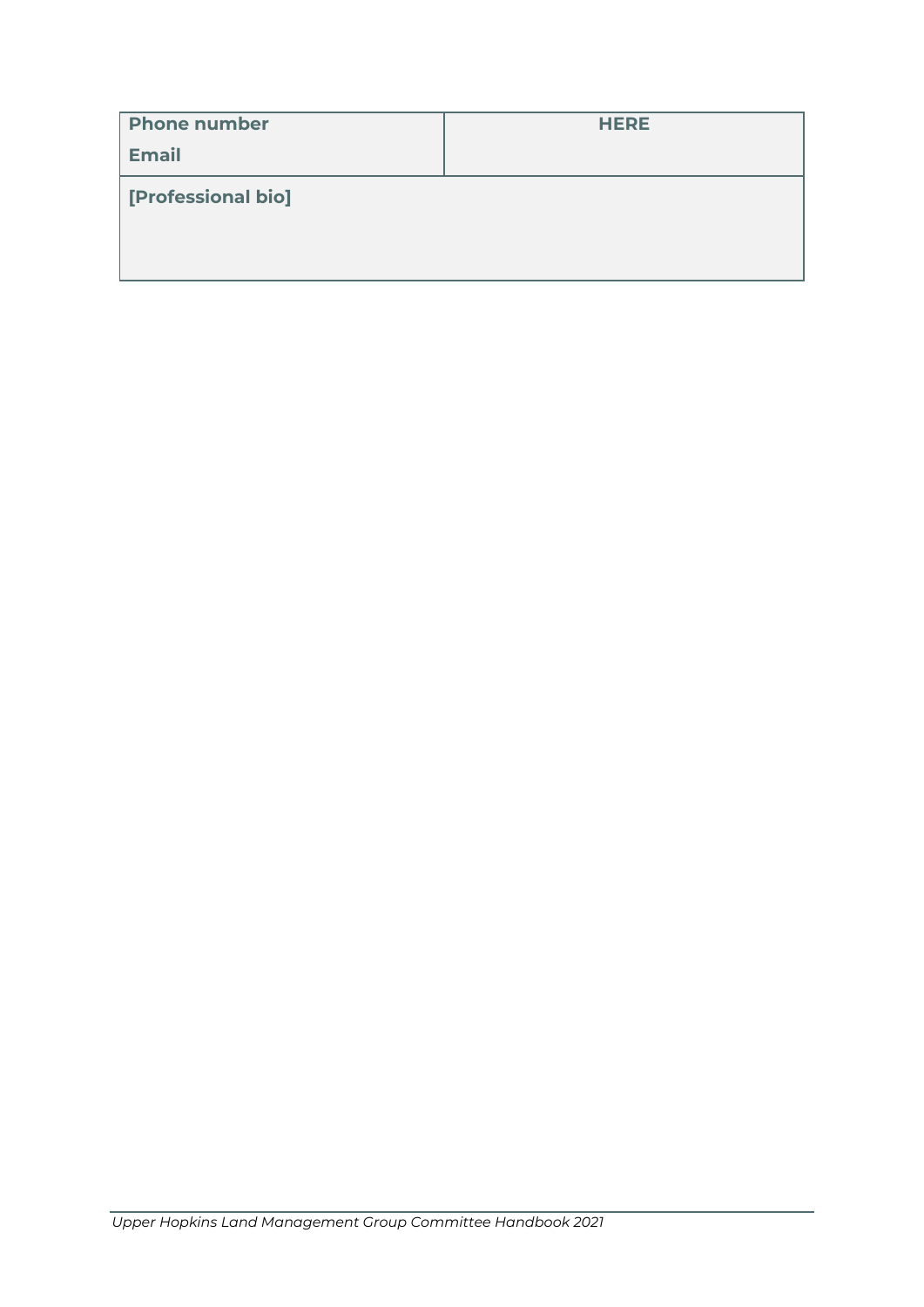| | |
|---|---|
| **Phone number**<br>**Email** | **HERE** |
| **[Professional bio]** | |